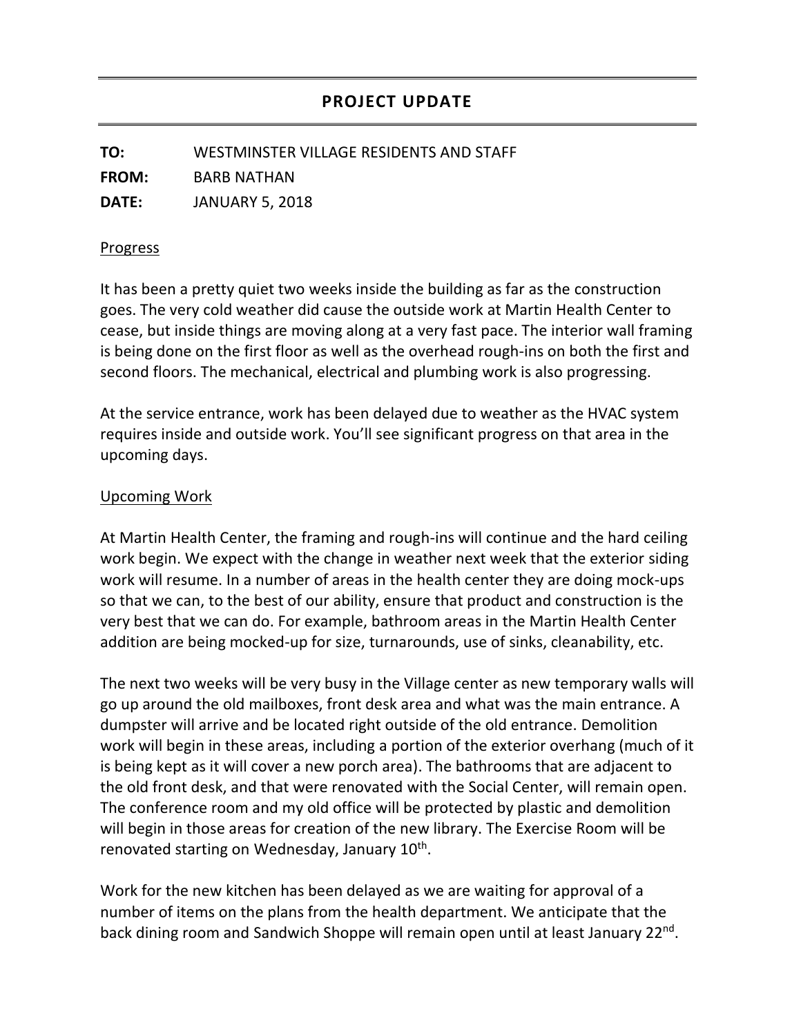# PROJECT UPDATE

**TO:** WESTMINSTER VILLAGE RESIDENTS AND STAFF

**FROM:** BARB NATHAN

**DATE:** JANUARY 5, 2018

## Progress

It has been a pretty quiet two weeks inside the building as far as the construction goes. The very cold weather did cause the outside work at Martin Health Center to cease, but inside things are moving along at a very fast pace. The interior wall framing is being done on the first floor as well as the overhead rough-ins on both the first and second floors. The mechanical, electrical and plumbing work is also progressing.

At the service entrance, work has been delayed due to weather as the HVAC system requires inside and outside work. You'll see significant progress on that area in the upcoming days.

## Upcoming Work

At Martin Health Center, the framing and rough-ins will continue and the hard ceiling work begin. We expect with the change in weather next week that the exterior siding work will resume. In a number of areas in the health center they are doing mock-ups so that we can, to the best of our ability, ensure that product and construction is the very best that we can do. For example, bathroom areas in the Martin Health Center addition are being mocked-up for size, turnarounds, use of sinks, cleanability, etc.

The next two weeks will be very busy in the Village center as new temporary walls will go up around the old mailboxes, front desk area and what was the main entrance. A dumpster will arrive and be located right outside of the old entrance. Demolition work will begin in these areas, including a portion of the exterior overhang (much of it is being kept as it will cover a new porch area). The bathrooms that are adjacent to the old front desk, and that were renovated with the Social Center, will remain open. The conference room and my old office will be protected by plastic and demolition will begin in those areas for creation of the new library. The Exercise Room will be renovated starting on Wednesday, January 10th.

Work for the new kitchen has been delayed as we are waiting for approval of a number of items on the plans from the health department. We anticipate that the back dining room and Sandwich Shoppe will remain open until at least January 22nd.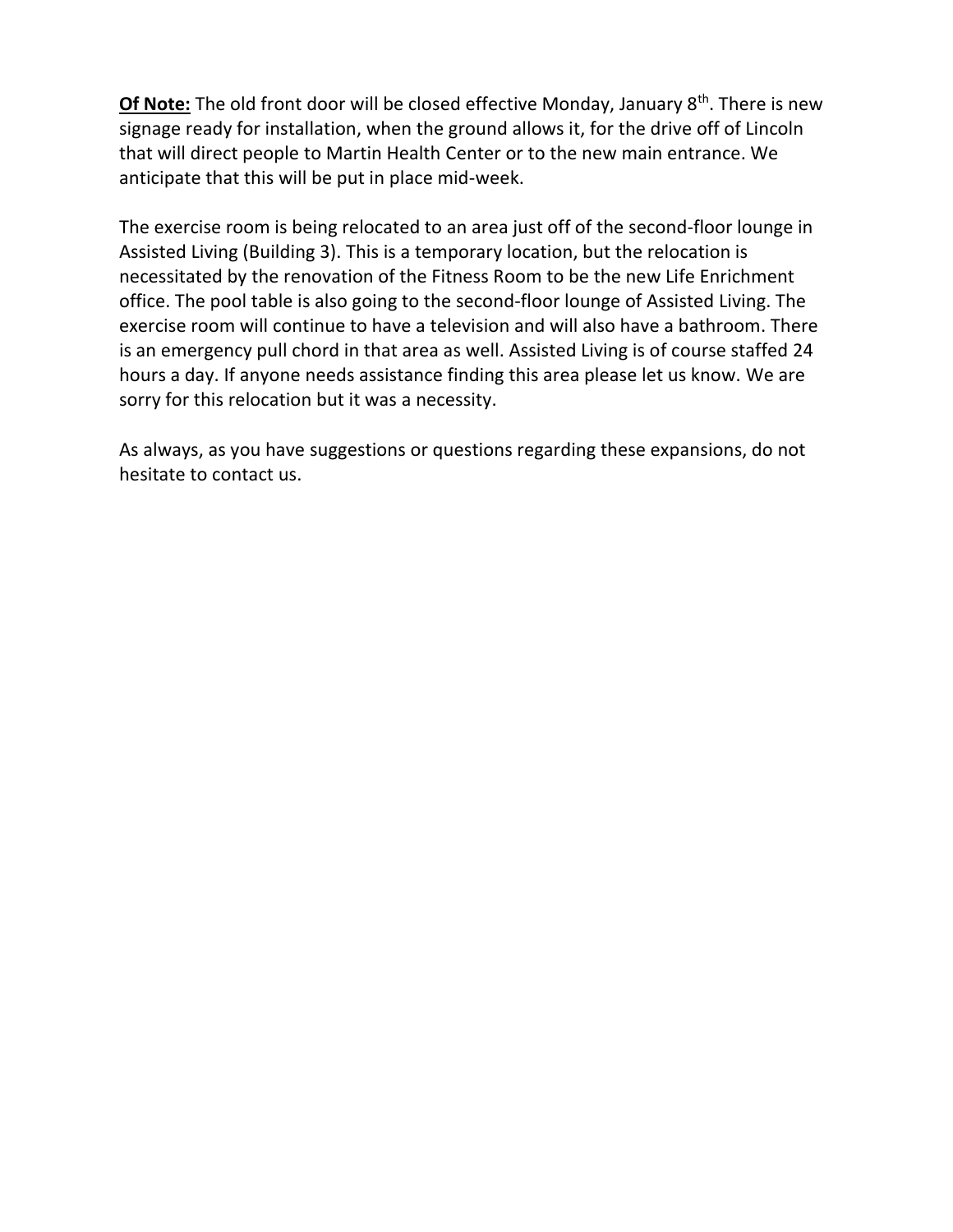**<u>Of Note:</u>** The old front door will be closed effective Monday, January 8th. There is new signage ready for installation, when the ground allows it, for the drive off of Lincoln that will direct people to Martin Health Center or to the new main entrance. We anticipate that this will be put in place mid-week.

The exercise room is being relocated to an area just off of the second-floor lounge in Assisted Living (Building 3). This is a temporary location, but the relocation is necessitated by the renovation of the Fitness Room to be the new Life Enrichment office. The pool table is also going to the second-floor lounge of Assisted Living. The exercise room will continue to have a television and will also have a bathroom. There is an emergency pull chord in that area as well. Assisted Living is of course staffed 24 hours a day. If anyone needs assistance finding this area please let us know. We are sorry for this relocation but it was a necessity.

As always, as you have suggestions or questions regarding these expansions, do not hesitate to contact us.